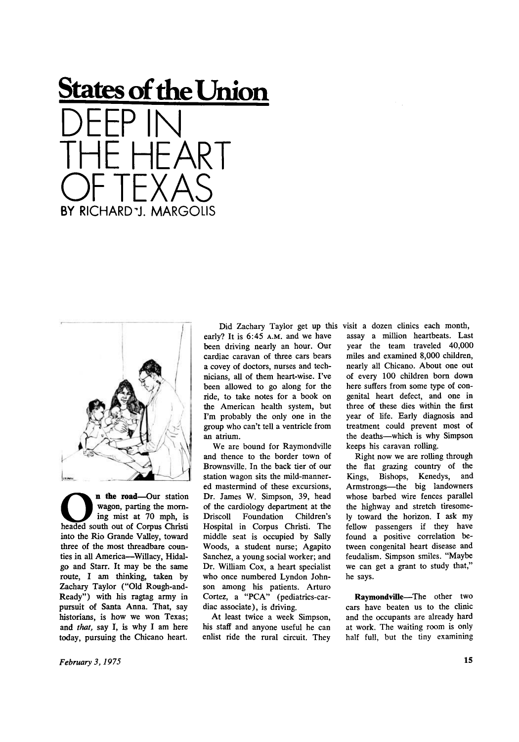# States of the Union

# DEEP IN THE HEART OF TEXAS

**BY RICHARD J. MARGOLIS**

**On the road**—Our station wagon, parting the morning mist at 70 mph, is headed south out of Corpus Christi into the Rio Grande Valley, toward three of the most threadbare counties in all America—Willacy, Hidalgo and Starr. It may be the same route, I am thinking, taken by Zachary Taylor ("Old Rough-and-Ready") with his ragtag army in pursuit of Santa Anna. That, say historians, is how we won Texas; and *that*, say I, is why I am here today, pursuing the Chicano heart.

Did Zachary Taylor get up this early? It is 6:45 A.M. and we have been driving nearly an hour. Our cardiac caravan of three cars bears a covey of doctors, nurses and technicians, all of them heart-wise. I've been allowed to go along for the ride, to take notes for a book on the American health system, but I'm probably the only one in the group who can't tell a ventricle from an atrium.

We are bound for Raymondville and thence to the border town of Brownsville. In the back tier of our station wagon sits the mild-mannered mastermind of these excursions, Dr. James W. Simpson, 39, head of the cardiology department at the Driscoll Foundation Children's Hospital in Corpus Christi. The middle seat is occupied by Sally Woods, a student nurse; Agapito Sanchez, a young social worker; and Dr. William Cox, a heart specialist who once numbered Lyndon Johnson among his patients. Arturo Cortez, a "PCA" (pediatrics-cardiac associate), is driving.

At least twice a week Simpson, his staff and anyone useful he can enlist ride the rural circuit. They visit a dozen clinics each month, assay a million heartbeats. Last year the team traveled 40,000 miles and examined 8,000 children, nearly all Chicano. About one out of every 100 children born down here suffers from some type of congenital heart defect, and one in three of these dies within the first year of life. Early diagnosis and treatment could prevent most of the deaths—which is why Simpson keeps his caravan rolling.

Right now we are rolling through the flat grazing country of the Kings, Bishops, Kenedys, and Armstrongs—the big landowners whose barbed wire fences parallel the highway and stretch tiresomely toward the horizon. I ask my fellow passengers if they have found a positive correlation between congenital heart disease and feudalism. Simpson smiles. "Maybe we can get a grant to study that," he says.

**Raymondville**—The other two cars have beaten us to the clinic and the occupants are already hard at work. The waiting room is only half full, but the tiny examining

*February 3, 1975*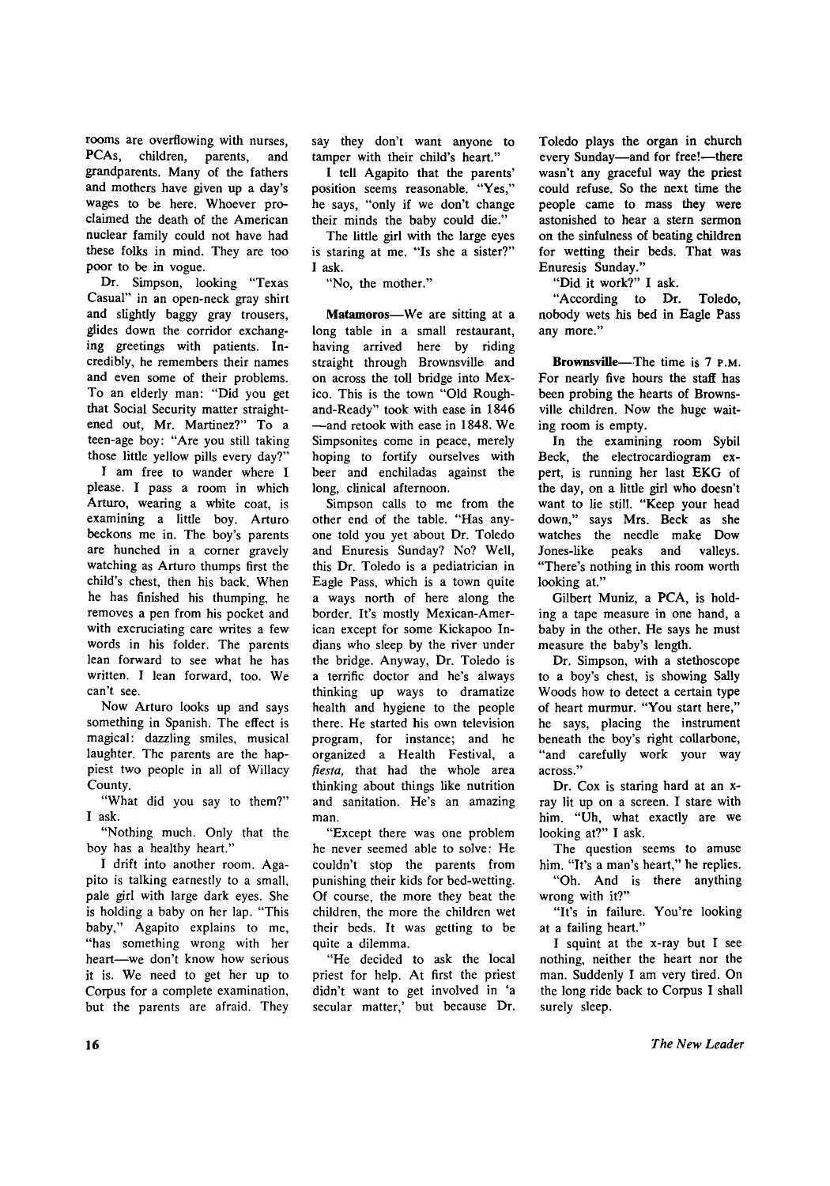rooms are overflowing with nurses, PCAs, children, parents, and grandparents. Many of the fathers and mothers have given up a day's wages to be here. Whoever proclaimed the death of the American nuclear family could not have had these folks in mind. They are too poor to be in vogue.

Dr. Simpson, looking "Texas Casual" in an open-neck gray shirt and slightly baggy gray trousers, glides down the corridor exchanging greetings with patients. Incredibly, he remembers their names and even some of their problems. To an elderly man: "Did you get that Social Security matter straightened out, Mr. Martinez?" To a teen-age boy: "Are you still taking those little yellow pills every day?"

I am free to wander where I please. I pass a room in which Arturo, wearing a white coat, is examining a little boy. Arturo beckons me in. The boy's parents are hunched in a corner gravely watching as Arturo thumps first the child's chest, then his back. When he has finished his thumping, he removes a pen from his pocket and with excruciating care writes a few words in his folder. The parents lean forward to see what he has written. I lean forward, too. We can't see.

Now Arturo looks up and says something in Spanish. The effect is magical: dazzling smiles, musical laughter. The parents are the happiest two people in all of Willacy County.

"What did you say to them?" I ask.

"Nothing much. Only that the boy has a healthy heart."

I drift into another room. Agapito is talking earnestly to a small, pale girl with large dark eyes. She is holding a baby on her lap. "This baby," Agapito explains to me, "has something wrong with her heart—we don't know how serious it is. We need to get her up to Corpus for a complete examination, but the parents are afraid. They say they don't want anyone to tamper with their child's heart."

I tell Agapito that the parents' position seems reasonable. "Yes," he says, "only if we don't change their minds the baby could die."

The little girl with the large eyes is staring at me. "Is she a sister?" I ask.

"No, the mother."

**Matamoros**—We are sitting at a long table in a small restaurant, having arrived here by riding straight through Brownsville and on across the toll bridge into Mexico. This is the town "Old Rough-and-Ready" took with ease in 1846—and retook with ease in 1848. We Simpsonites come in peace, merely hoping to fortify ourselves with beer and enchiladas against the long, clinical afternoon.

Simpson calls to me from the other end of the table. "Has anyone told you yet about Dr. Toledo and Enuresis Sunday? No? Well, this Dr. Toledo is a pediatrician in Eagle Pass, which is a town quite a ways north of here along the border. It's mostly Mexican-American except for some Kickapoo Indians who sleep by the river under the bridge. Anyway, Dr. Toledo is a terrific doctor and he's always thinking up ways to dramatize health and hygiene to the people there. He started his own television program, for instance; and he organized a Health Festival, a *fiesta*, that had the whole area thinking about things like nutrition and sanitation. He's an amazing man.

"Except there was one problem he never seemed able to solve: He couldn't stop the parents from punishing their kids for bed-wetting. Of course, the more they beat the children, the more the children wet their beds. It was getting to be quite a dilemma.

"He decided to ask the local priest for help. At first the priest didn't want to get involved in 'a secular matter,' but because Dr. Toledo plays the organ in church every Sunday—and for free!—there wasn't any graceful way the priest could refuse. So the next time the people came to mass they were astonished to hear a stern sermon on the sinfulness of beating children for wetting their beds. That was Enuresis Sunday."

"Did it work?" I ask.

"According to Dr. Toledo, nobody wets his bed in Eagle Pass any more."

**Brownsville**—The time is 7 P.M. For nearly five hours the staff has been probing the hearts of Brownsville children. Now the huge waiting room is empty.

In the examining room Sybil Beck, the electrocardiogram expert, is running her last EKG of the day, on a little girl who doesn't want to lie still. "Keep your head down," says Mrs. Beck as she watches the needle make Dow Jones-like peaks and valleys. "There's nothing in this room worth looking at."

Gilbert Muniz, a PCA, is holding a tape measure in one hand, a baby in the other. He says he must measure the baby's length.

Dr. Simpson, with a stethoscope to a boy's chest, is showing Sally Woods how to detect a certain type of heart murmur. "You start here," he says, placing the instrument beneath the boy's right collarbone, "and carefully work your way across."

Dr. Cox is staring hard at an x-ray lit up on a screen. I stare with him. "Uh, what exactly are we looking at?" I ask.

The question seems to amuse him. "It's a man's heart," he replies.

"Oh. And is there anything wrong with it?"

"It's in failure. You're looking at a failing heart."

I squint at the x-ray but I see nothing, neither the heart nor the man. Suddenly I am very tired. On the long ride back to Corpus I shall surely sleep.